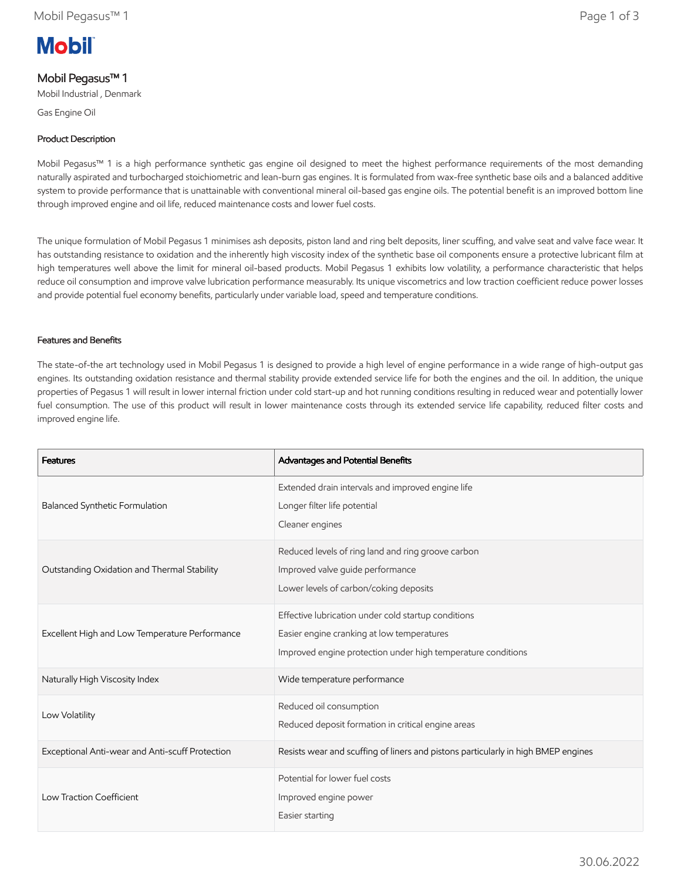**Mobil**

# Mobil Pegasus™ 1

Mobil Industrial , Denmark

Gas Engine Oil

## Product Description

Mobil Pegasus™ 1 is a high performance synthetic gas engine oil designed to meet the highest performance requirements of the most demanding naturally aspirated and turbocharged stoichiometric and lean-burn gas engines. It is formulated from wax-free synthetic base oils and a balanced additive system to provide performance that is unattainable with conventional mineral oil-based gas engine oils. The potential benefit is an improved bottom line through improved engine and oil life, reduced maintenance costs and lower fuel costs.

The unique formulation of Mobil Pegasus 1 minimises ash deposits, piston land and ring belt deposits, liner scuffing, and valve seat and valve face wear. It has outstanding resistance to oxidation and the inherently high viscosity index of the synthetic base oil components ensure a protective lubricant film at high temperatures well above the limit for mineral oil-based products. Mobil Pegasus 1 exhibits low volatility, a performance characteristic that helps reduce oil consumption and improve valve lubrication performance measurably. Its unique viscometrics and low traction coefficient reduce power losses and provide potential fuel economy benefits, particularly under variable load, speed and temperature conditions.

## Features and Benefits

The state-of-the art technology used in Mobil Pegasus 1 is designed to provide a high level of engine performance in a wide range of high-output gas engines. Its outstanding oxidation resistance and thermal stability provide extended service life for both the engines and the oil. In addition, the unique properties of Pegasus 1 will result in lower internal friction under cold start-up and hot running conditions resulting in reduced wear and potentially lower fuel consumption. The use of this product will result in lower maintenance costs through its extended service life capability, reduced filter costs and improved engine life.

| Features | Advantages and Potential Benefits |
|---|---|
| Balanced Synthetic Formulation | Extended drain intervals and improved engine life<br>Longer filter life potential<br>Cleaner engines |
| Outstanding Oxidation and Thermal Stability | Reduced levels of ring land and ring groove carbon<br>Improved valve guide performance<br>Lower levels of carbon/coking deposits |
| Excellent High and Low Temperature Performance | Effective lubrication under cold startup conditions<br>Easier engine cranking at low temperatures<br>Improved engine protection under high temperature conditions |
| Naturally High Viscosity Index | Wide temperature performance |
| Low Volatility | Reduced oil consumption<br>Reduced deposit formation in critical engine areas |
| Exceptional Anti-wear and Anti-scuff Protection | Resists wear and scuffing of liners and pistons particularly in high BMEP engines |
| Low Traction Coefficient | Potential for lower fuel costs<br>Improved engine power<br>Easier starting |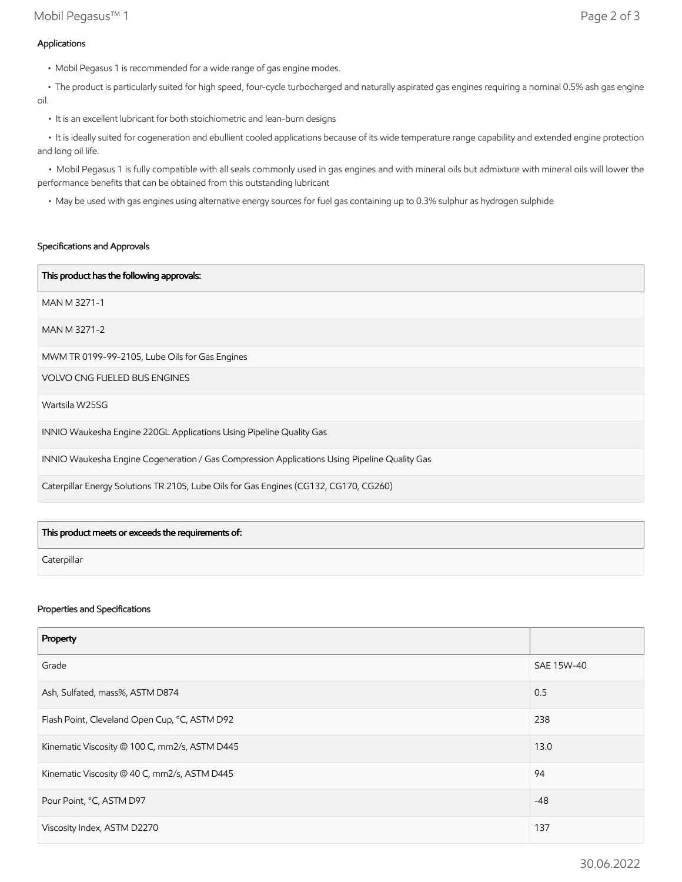## Applications

- Mobil Pegasus 1 is recommended for a wide range of gas engine modes.
- The product is particularly suited for high speed, four-cycle turbocharged and naturally aspirated gas engines requiring a nominal 0.5% ash gas engine oil.
- It is an excellent lubricant for both stoichiometric and lean-burn designs
- It is ideally suited for cogeneration and ebullient cooled applications because of its wide temperature range capability and extended engine protection and long oil life.
- Mobil Pegasus 1 is fully compatible with all seals commonly used in gas engines and with mineral oils but admixture with mineral oils will lower the performance benefits that can be obtained from this outstanding lubricant
- May be used with gas engines using alternative energy sources for fuel gas containing up to 0.3% sulphur as hydrogen sulphide

## Specifications and Approvals

| This product has the following approvals: |
|---|
| MAN M 3271-1 |
| MAN M 3271-2 |
| MWM TR 0199-99-2105, Lube Oils for Gas Engines |
| VOLVO CNG FUELED BUS ENGINES |
| Wartsila W25SG |
| INNIO Waukesha Engine 220GL Applications Using Pipeline Quality Gas |
| INNIO Waukesha Engine Cogeneration / Gas Compression Applications Using Pipeline Quality Gas |
| Caterpillar Energy Solutions TR 2105, Lube Oils for Gas Engines (CG132, CG170, CG260) |

| This product meets or exceeds the requirements of: |
|---|
| Caterpillar |

## Properties and Specifications

| Property | |
|---|---|
| Grade | SAE 15W-40 |
| Ash, Sulfated, mass%, ASTM D874 | 0.5 |
| Flash Point, Cleveland Open Cup, °C, ASTM D92 | 238 |
| Kinematic Viscosity @ 100 C, mm2/s, ASTM D445 | 13.0 |
| Kinematic Viscosity @ 40 C, mm2/s, ASTM D445 | 94 |
| Pour Point, °C, ASTM D97 | -48 |
| Viscosity Index, ASTM D2270 | 137 |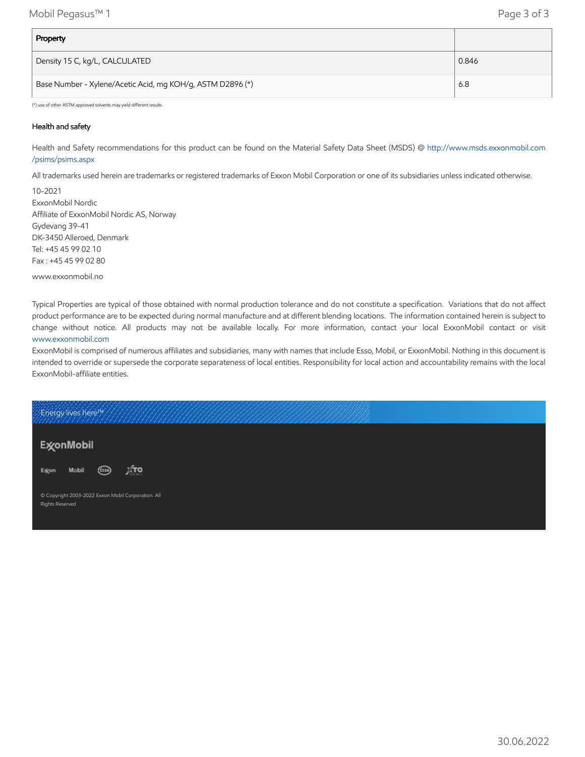| Property | |
| --- | --- |
| Density 15 C, kg/L, CALCULATED | 0.846 |
| Base Number - Xylene/Acetic Acid, mg KOH/g, ASTM D2896 (*) | 6.8 |

(*) use of other ASTM approved solvents may yield different results

### Health and safety

Health and Safety recommendations for this product can be found on the Material Safety Data Sheet (MSDS) @ http://www.msds.exxonmobil.com/psims/psims.aspx

All trademarks used herein are trademarks or registered trademarks of Exxon Mobil Corporation or one of its subsidiaries unless indicated otherwise.

10-2021
ExxonMobil Nordic
Affiliate of ExxonMobil Nordic AS, Norway
Gydevang 39-41
DK-3450 Alleroed, Denmark
Tel: +45 45 99 02 10
Fax : +45 45 99 02 80

www.exxonmobil.no

Typical Properties are typical of those obtained with normal production tolerance and do not constitute a specification. Variations that do not affect product performance are to be expected during normal manufacture and at different blending locations. The information contained herein is subject to change without notice. All products may not be available locally. For more information, contact your local ExxonMobil contact or visit www.exxonmobil.com

ExxonMobil is comprised of numerous affiliates and subsidiaries, many with names that include Esso, Mobil, or ExxonMobil. Nothing in this document is intended to override or supersede the corporate separateness of local entities. Responsibility for local action and accountability remains with the local ExxonMobil-affiliate entities.

Energy lives here™

ExxonMobil

Exxon Mobil Esso XTO

© Copyright 2003-2022 Exxon Mobil Corporation. All Rights Reserved

30.06.2022